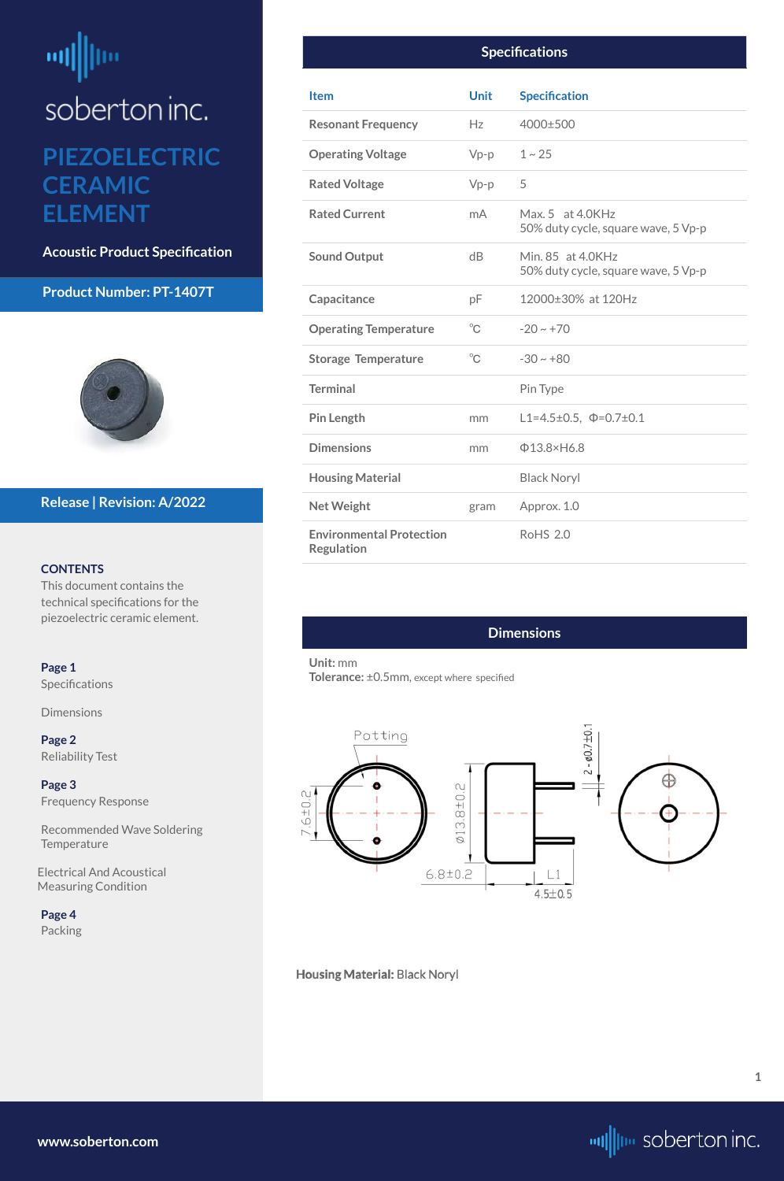soberton inc.

# PIEZOELECTRIC CERAMIC ELEMENT

**Acoustic Product Specification**

**Product Number: PT-1407T**

**Release | Revision: A/2022**

**CONTENTS**

This document contains the technical specifications for the piezoelectric ceramic element.

**Page 1**
Specifications

Dimensions

**Page 2**
Reliability Test

**Page 3**
Frequency Response

Recommended Wave Soldering Temperature

Electrical And Acoustical Measuring Condition

**Page 4**
Packing

## Specifications

| Item | Unit | Specification |
|---|---|---|
| Resonant Frequency | Hz | 4000±500 |
| Operating Voltage | Vp-p | 1 ~ 25 |
| Rated Voltage | Vp-p | 5 |
| Rated Current | mA | Max. 5 at 4.0KHz<br>50% duty cycle, square wave, 5 Vp-p |
| Sound Output | dB | Min. 85 at 4.0KHz<br>50% duty cycle, square wave, 5 Vp-p |
| Capacitance | pF | 12000±30% at 120Hz |
| Operating Temperature | ℃ | -20 ~ +70 |
| Storage Temperature | ℃ | -30 ~ +80 |
| Terminal | | Pin Type |
| Pin Length | mm | L1=4.5±0.5, Φ=0.7±0.1 |
| Dimensions | mm | Φ13.8×H6.8 |
| Housing Material | | Black Noryl |
| Net Weight | gram | Approx. 1.0 |
| Environmental Protection Regulation | | RoHS 2.0 |

## Dimensions

**Unit:** mm
**Tolerance:** ±0.5mm, except where specified

Potting

7.6±0.2

Ø13.8±0.2

6.8±0.2

L1

4.5±0.5

2-Ø0.7±0.1

**Housing Material:** Black Noryl

www.soberton.com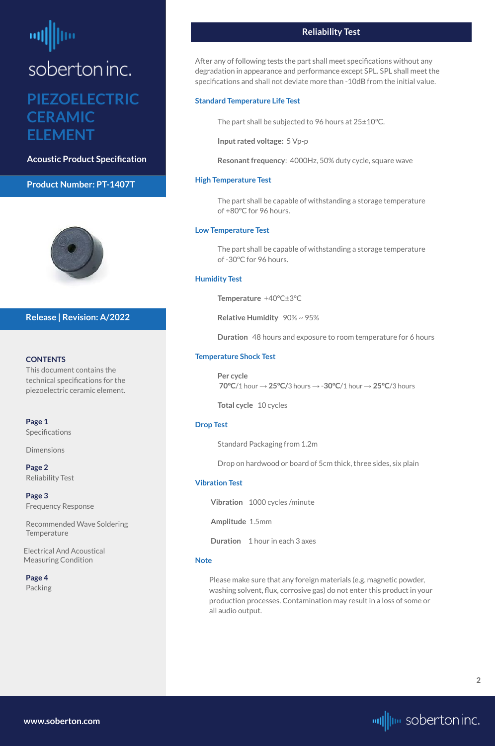# PIEZOELECTRIC CERAMIC ELEMENT

**Acoustic Product Specification**

**Product Number: PT-1407T**

**Release | Revision: A/2022**

**CONTENTS**

This document contains the technical specifications for the piezoelectric ceramic element.

**Page 1**
Specifications

Dimensions

**Page 2**
Reliability Test

**Page 3**
Frequency Response

Recommended Wave Soldering Temperature

Electrical And Acoustical Measuring Condition

**Page 4**
Packing

## Reliability Test

After any of following tests the part shall meet specifications without any degradation in appearance and performance except SPL. SPL shall meet the specifications and shall not deviate more than -10dB from the initial value.

### Standard Temperature Life Test

The part shall be subjected to 96 hours at 25±10°C.

**Input rated voltage:** 5 Vp-p

**Resonant frequency**: 4000Hz, 50% duty cycle, square wave

### High Temperature Test

The part shall be capable of withstanding a storage temperature of +80°C for 96 hours.

### Low Temperature Test

The part shall be capable of withstanding a storage temperature of -30°C for 96 hours.

### Humidity Test

**Temperature** +40°C±3°C

**Relative Humidity** 90% ~ 95%

**Duration** 48 hours and exposure to room temperature for 6 hours

### Temperature Shock Test

**Per cycle**
**70°C**/1 hour → **25°C**/3 hours → -**30°C**/1 hour → **25°C**/3 hours

**Total cycle** 10 cycles

### Drop Test

Standard Packaging from 1.2m

Drop on hardwood or board of 5cm thick, three sides, six plain

### Vibration Test

**Vibration** 1000 cycles /minute

**Amplitude** 1.5mm

**Duration** 1 hour in each 3 axes

### Note

Please make sure that any foreign materials (e.g. magnetic powder, washing solvent, flux, corrosive gas) do not enter this product in your production processes. Contamination may result in a loss of some or all audio output.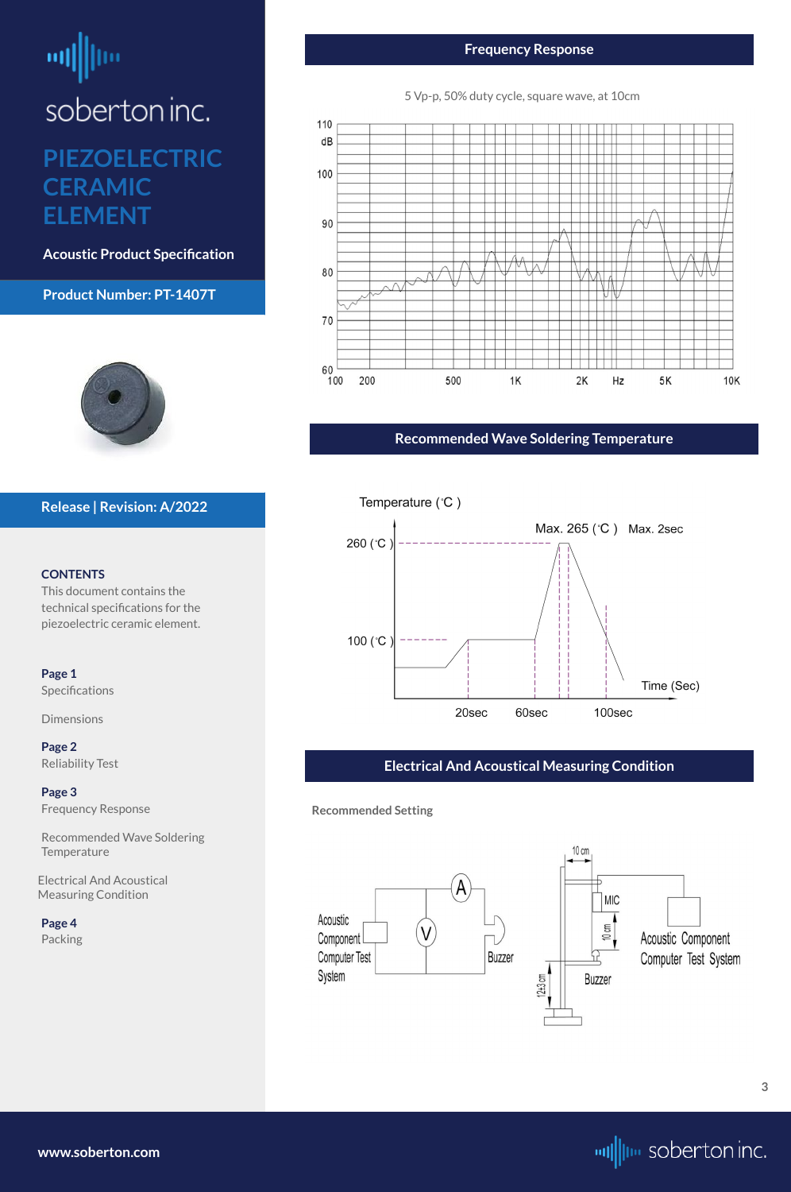soberton inc.

# PIEZOELECTRIC CERAMIC ELEMENT

**Acoustic Product Specification**

**Product Number: PT-1407T**

**Release | Revision: A/2022**

**CONTENTS**

This document contains the technical specifications for the piezoelectric ceramic element.

**Page 1**
Specifications

Dimensions

**Page 2**
Reliability Test

**Page 3**
Frequency Response

Recommended Wave Soldering Temperature

Electrical And Acoustical Measuring Condition

**Page 4**
Packing

## Frequency Response

5 Vp-p, 50% duty cycle, square wave, at 10cm

## Recommended Wave Soldering Temperature

Temperature (°C)

260 (°C)
100 (°C)
Max. 265 (°C) Max. 2sec
Time (Sec)
20sec 60sec 100sec

## Electrical And Acoustical Measuring Condition

Recommended Setting

Acoustic Component Computer Test System — A — V — Buzzer

10 cm — MIC — 10 cm — Buzzer — 12±3 cm — Acoustic Component Computer Test System

www.soberton.com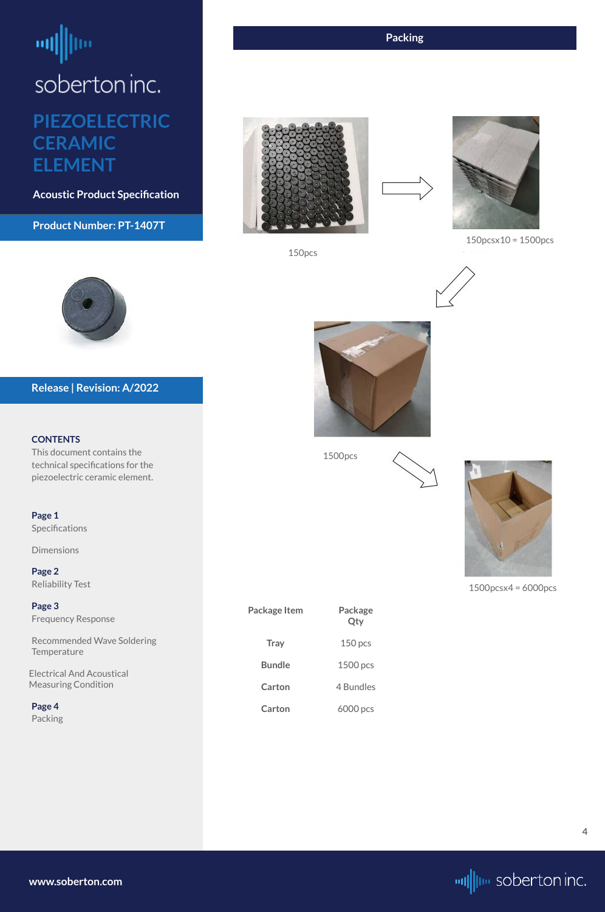soberton inc.

# PIEZOELECTRIC CERAMIC ELEMENT

**Acoustic Product Specification**

**Product Number: PT-1407T**

**Release | Revision: A/2022**

**CONTENTS**

This document contains the technical specifications for the piezoelectric ceramic element.

**Page 1**
Specifications

Dimensions

**Page 2**
Reliability Test

**Page 3**
Frequency Response

Recommended Wave Soldering Temperature

Electrical And Acoustical Measuring Condition

**Page 4**
Packing

## Packing

150pcs

150pcsx10 = 1500pcs

1500pcs

1500pcsx4 = 6000pcs

| Package Item | Package Qty |
|---|---|
| Tray | 150 pcs |
| Bundle | 1500 pcs |
| Carton | 4 Bundles |
| Carton | 6000 pcs |

www.soberton.com